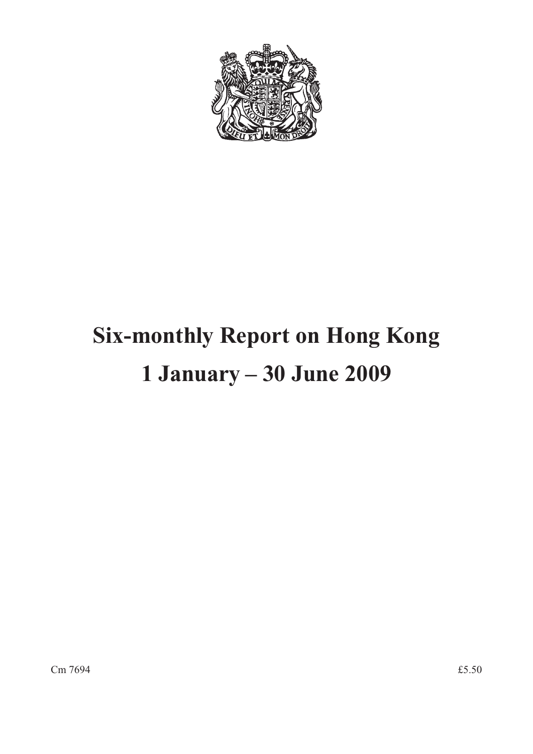# Six-monthly Report on Hong Kong

# 1 January – 30 June 2009

Cm 7694

£5.50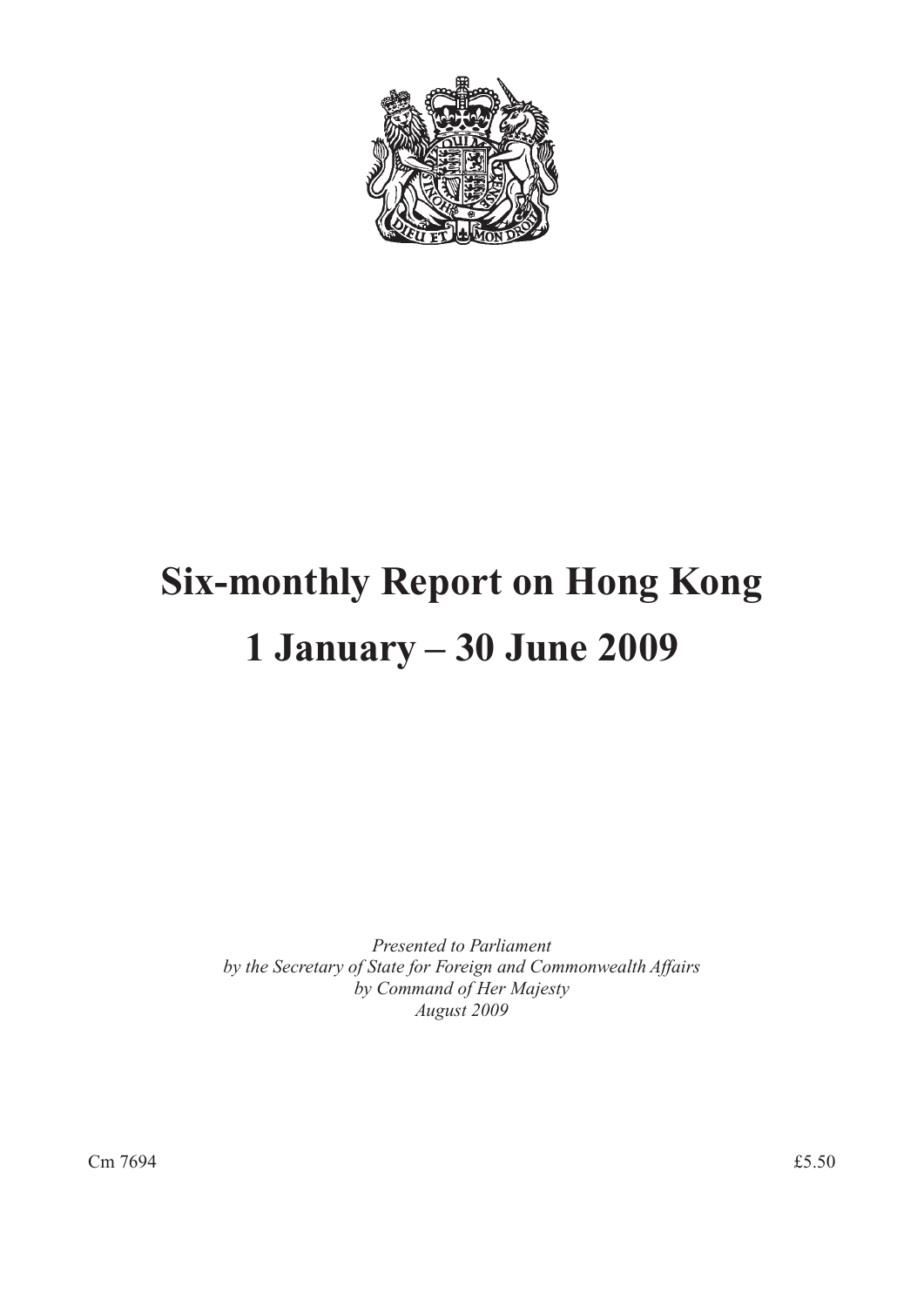# Six-monthly Report on Hong Kong

# 1 January – 30 June 2009

*Presented to Parliament*
*by the Secretary of State for Foreign and Commonwealth Affairs*
*by Command of Her Majesty*
*August 2009*

Cm 7694 £5.50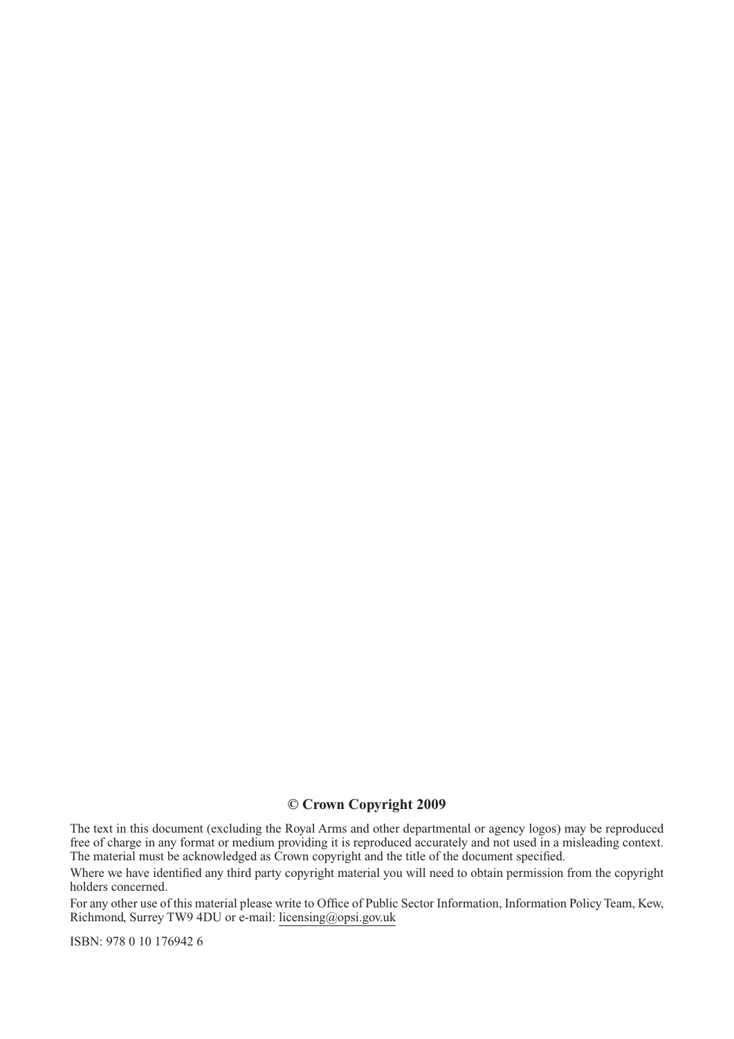**© Crown Copyright 2009**

The text in this document (excluding the Royal Arms and other departmental or agency logos) may be reproduced free of charge in any format or medium providing it is reproduced accurately and not used in a misleading context. The material must be acknowledged as Crown copyright and the title of the document specified.

Where we have identified any third party copyright material you will need to obtain permission from the copyright holders concerned.

For any other use of this material please write to Office of Public Sector Information, Information Policy Team, Kew, Richmond, Surrey TW9 4DU or e-mail: licensing@opsi.gov.uk

ISBN: 978 0 10 176942 6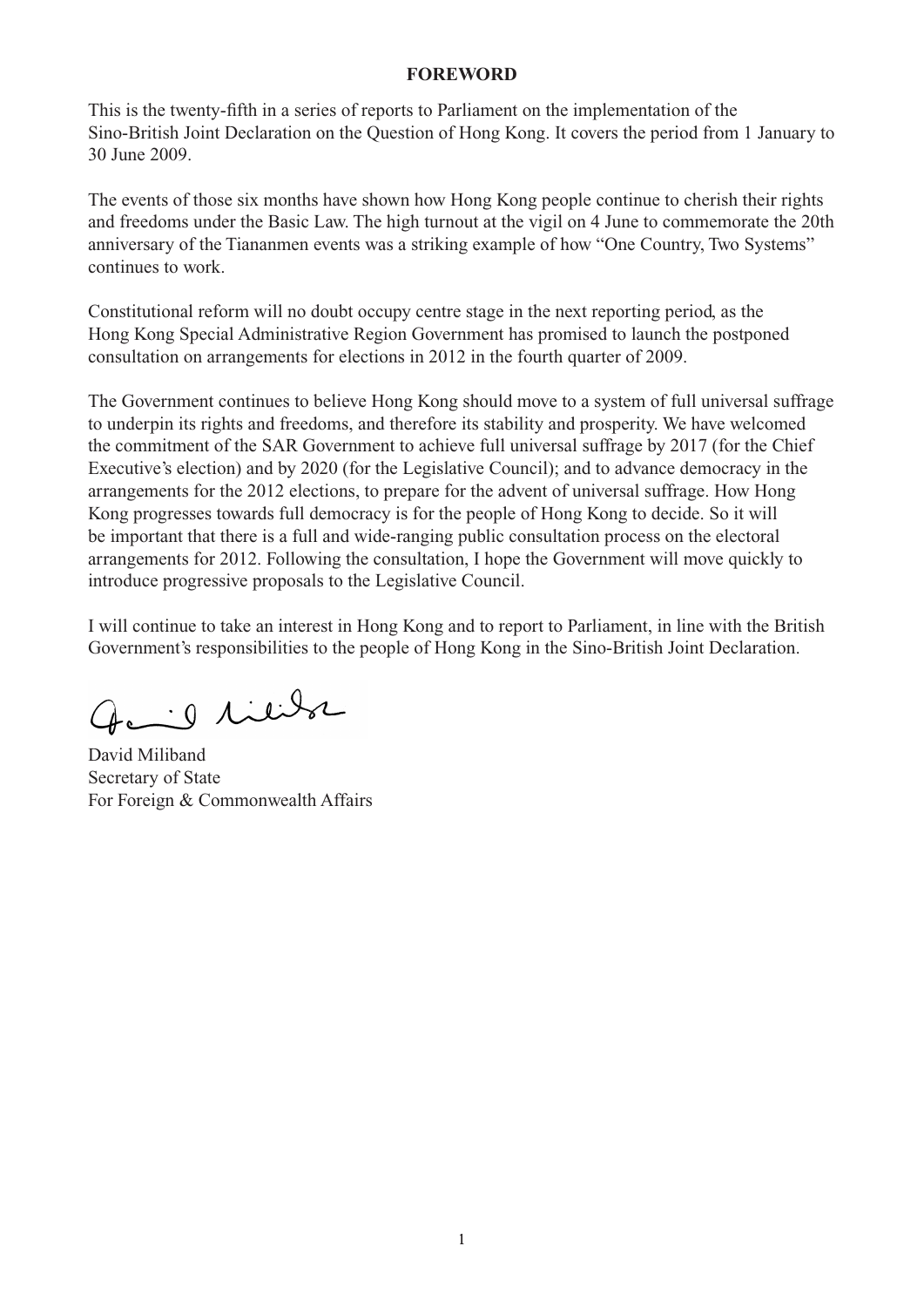**FOREWORD**

This is the twenty-fifth in a series of reports to Parliament on the implementation of the Sino-British Joint Declaration on the Question of Hong Kong. It covers the period from 1 January to 30 June 2009.

The events of those six months have shown how Hong Kong people continue to cherish their rights and freedoms under the Basic Law. The high turnout at the vigil on 4 June to commemorate the 20th anniversary of the Tiananmen events was a striking example of how "One Country, Two Systems" continues to work.

Constitutional reform will no doubt occupy centre stage in the next reporting period, as the Hong Kong Special Administrative Region Government has promised to launch the postponed consultation on arrangements for elections in 2012 in the fourth quarter of 2009.

The Government continues to believe Hong Kong should move to a system of full universal suffrage to underpin its rights and freedoms, and therefore its stability and prosperity. We have welcomed the commitment of the SAR Government to achieve full universal suffrage by 2017 (for the Chief Executive's election) and by 2020 (for the Legislative Council); and to advance democracy in the arrangements for the 2012 elections, to prepare for the advent of universal suffrage. How Hong Kong progresses towards full democracy is for the people of Hong Kong to decide. So it will be important that there is a full and wide-ranging public consultation process on the electoral arrangements for 2012. Following the consultation, I hope the Government will move quickly to introduce progressive proposals to the Legislative Council.

I will continue to take an interest in Hong Kong and to report to Parliament, in line with the British Government's responsibilities to the people of Hong Kong in the Sino-British Joint Declaration.

David Miliband
Secretary of State
For Foreign & Commonwealth Affairs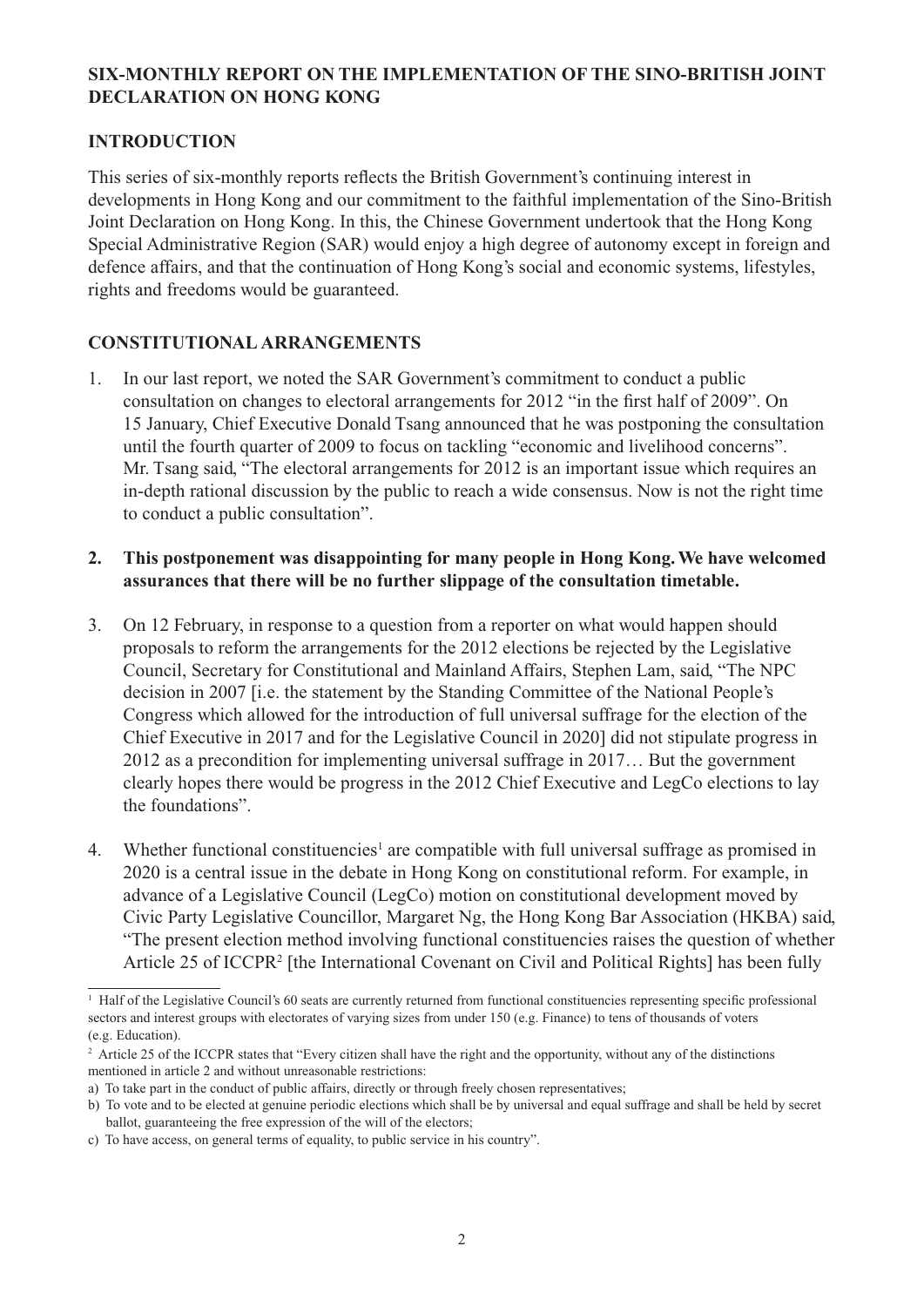## SIX-MONTHLY REPORT ON THE IMPLEMENTATION OF THE SINO-BRITISH JOINT DECLARATION ON HONG KONG

## INTRODUCTION

This series of six-monthly reports reflects the British Government's continuing interest in developments in Hong Kong and our commitment to the faithful implementation of the Sino-British Joint Declaration on Hong Kong. In this, the Chinese Government undertook that the Hong Kong Special Administrative Region (SAR) would enjoy a high degree of autonomy except in foreign and defence affairs, and that the continuation of Hong Kong's social and economic systems, lifestyles, rights and freedoms would be guaranteed.

## CONSTITUTIONAL ARRANGEMENTS

1. In our last report, we noted the SAR Government's commitment to conduct a public consultation on changes to electoral arrangements for 2012 "in the first half of 2009". On 15 January, Chief Executive Donald Tsang announced that he was postponing the consultation until the fourth quarter of 2009 to focus on tackling "economic and livelihood concerns". Mr. Tsang said, "The electoral arrangements for 2012 is an important issue which requires an in-depth rational discussion by the public to reach a wide consensus. Now is not the right time to conduct a public consultation".

2. **This postponement was disappointing for many people in Hong Kong. We have welcomed assurances that there will be no further slippage of the consultation timetable.**

3. On 12 February, in response to a question from a reporter on what would happen should proposals to reform the arrangements for the 2012 elections be rejected by the Legislative Council, Secretary for Constitutional and Mainland Affairs, Stephen Lam, said, "The NPC decision in 2007 [i.e. the statement by the Standing Committee of the National People's Congress which allowed for the introduction of full universal suffrage for the election of the Chief Executive in 2017 and for the Legislative Council in 2020] did not stipulate progress in 2012 as a precondition for implementing universal suffrage in 2017… But the government clearly hopes there would be progress in the 2012 Chief Executive and LegCo elections to lay the foundations".

4. Whether functional constituencies[1] are compatible with full universal suffrage as promised in 2020 is a central issue in the debate in Hong Kong on constitutional reform. For example, in advance of a Legislative Council (LegCo) motion on constitutional development moved by Civic Party Legislative Councillor, Margaret Ng, the Hong Kong Bar Association (HKBA) said, "The present election method involving functional constituencies raises the question of whether Article 25 of ICCPR[2] [the International Covenant on Civil and Political Rights] has been fully

---

[1] Half of the Legislative Council's 60 seats are currently returned from functional constituencies representing specific professional sectors and interest groups with electorates of varying sizes from under 150 (e.g. Finance) to tens of thousands of voters (e.g. Education).

[2] Article 25 of the ICCPR states that "Every citizen shall have the right and the opportunity, without any of the distinctions mentioned in article 2 and without unreasonable restrictions:

a) To take part in the conduct of public affairs, directly or through freely chosen representatives;

b) To vote and to be elected at genuine periodic elections which shall be by universal and equal suffrage and shall be held by secret ballot, guaranteeing the free expression of the will of the electors;

c) To have access, on general terms of equality, to public service in his country".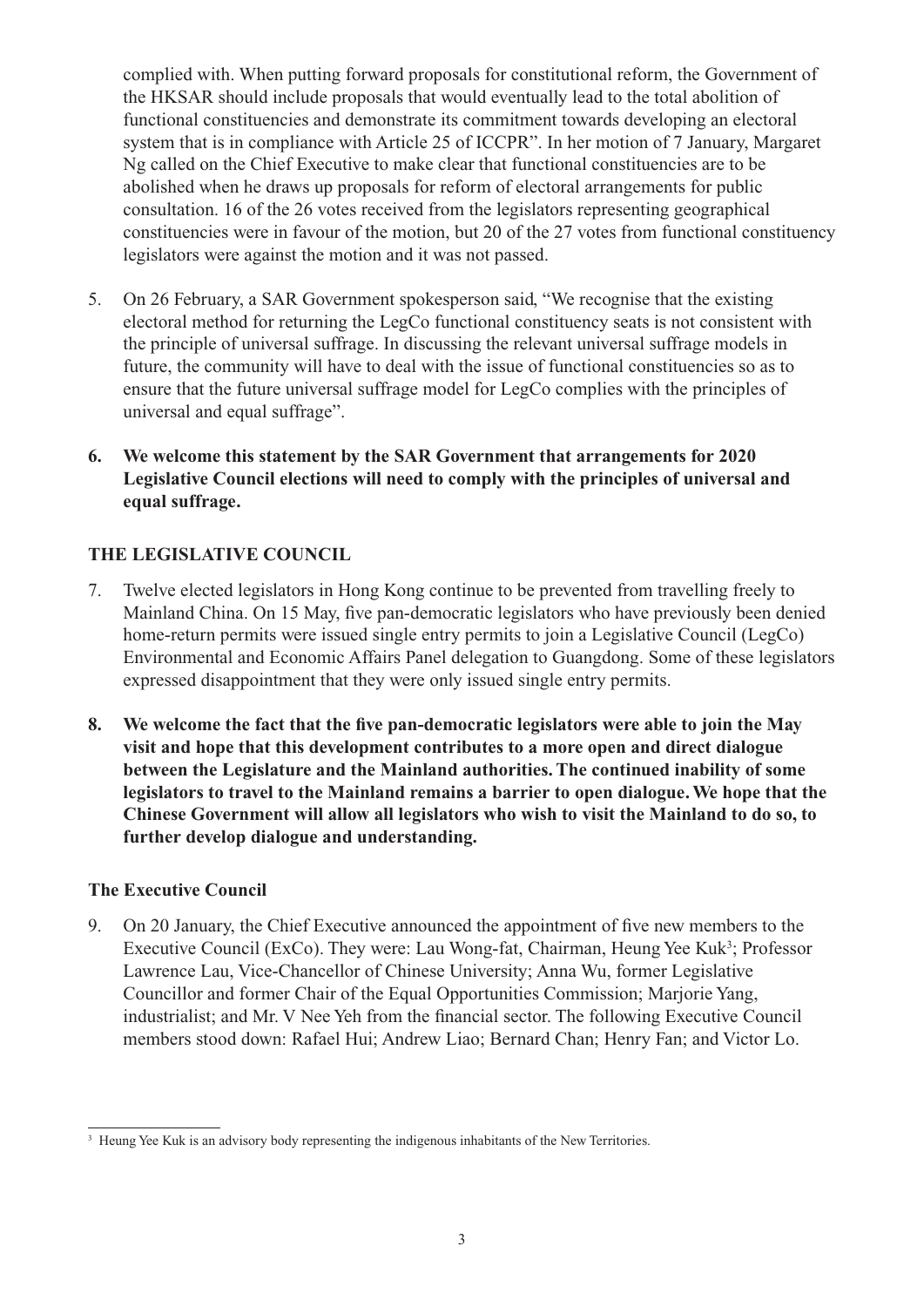complied with. When putting forward proposals for constitutional reform, the Government of the HKSAR should include proposals that would eventually lead to the total abolition of functional constituencies and demonstrate its commitment towards developing an electoral system that is in compliance with Article 25 of ICCPR". In her motion of 7 January, Margaret Ng called on the Chief Executive to make clear that functional constituencies are to be abolished when he draws up proposals for reform of electoral arrangements for public consultation. 16 of the 26 votes received from the legislators representing geographical constituencies were in favour of the motion, but 20 of the 27 votes from functional constituency legislators were against the motion and it was not passed.

5. On 26 February, a SAR Government spokesperson said, "We recognise that the existing electoral method for returning the LegCo functional constituency seats is not consistent with the principle of universal suffrage. In discussing the relevant universal suffrage models in future, the community will have to deal with the issue of functional constituencies so as to ensure that the future universal suffrage model for LegCo complies with the principles of universal and equal suffrage".

6. **We welcome this statement by the SAR Government that arrangements for 2020 Legislative Council elections will need to comply with the principles of universal and equal suffrage.**

## THE LEGISLATIVE COUNCIL

7. Twelve elected legislators in Hong Kong continue to be prevented from travelling freely to Mainland China. On 15 May, five pan-democratic legislators who have previously been denied home-return permits were issued single entry permits to join a Legislative Council (LegCo) Environmental and Economic Affairs Panel delegation to Guangdong. Some of these legislators expressed disappointment that they were only issued single entry permits.

8. **We welcome the fact that the five pan-democratic legislators were able to join the May visit and hope that this development contributes to a more open and direct dialogue between the Legislature and the Mainland authorities. The continued inability of some legislators to travel to the Mainland remains a barrier to open dialogue. We hope that the Chinese Government will allow all legislators who wish to visit the Mainland to do so, to further develop dialogue and understanding.**

### The Executive Council

9. On 20 January, the Chief Executive announced the appointment of five new members to the Executive Council (ExCo). They were: Lau Wong-fat, Chairman, Heung Yee Kuk[3]; Professor Lawrence Lau, Vice-Chancellor of Chinese University; Anna Wu, former Legislative Councillor and former Chair of the Equal Opportunities Commission; Marjorie Yang, industrialist; and Mr. V Nee Yeh from the financial sector. The following Executive Council members stood down: Rafael Hui; Andrew Liao; Bernard Chan; Henry Fan; and Victor Lo.

[3] Heung Yee Kuk is an advisory body representing the indigenous inhabitants of the New Territories.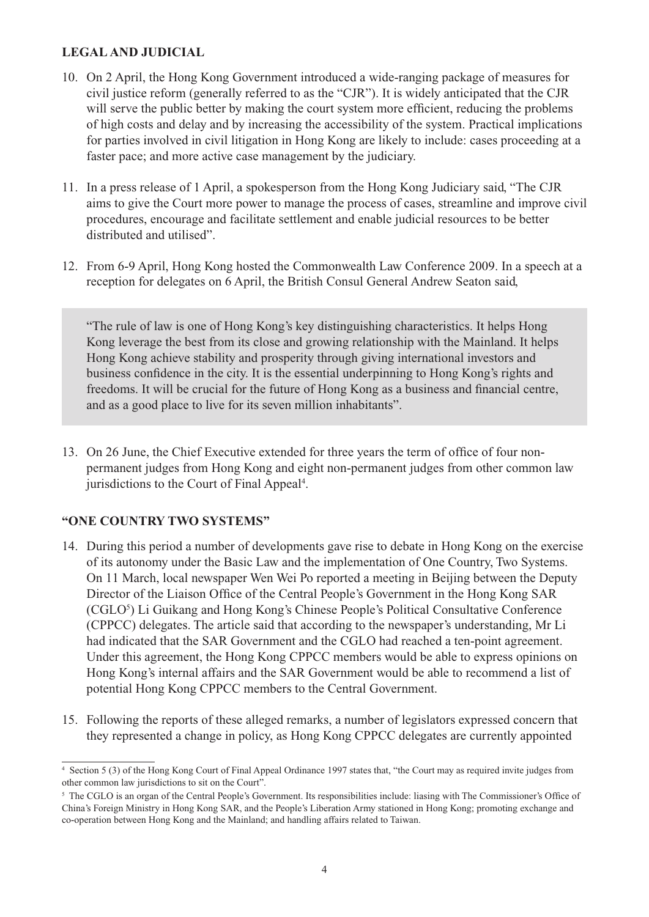## LEGAL AND JUDICIAL

10. On 2 April, the Hong Kong Government introduced a wide-ranging package of measures for civil justice reform (generally referred to as the "CJR"). It is widely anticipated that the CJR will serve the public better by making the court system more efficient, reducing the problems of high costs and delay and by increasing the accessibility of the system. Practical implications for parties involved in civil litigation in Hong Kong are likely to include: cases proceeding at a faster pace; and more active case management by the judiciary.

11. In a press release of 1 April, a spokesperson from the Hong Kong Judiciary said, "The CJR aims to give the Court more power to manage the process of cases, streamline and improve civil procedures, encourage and facilitate settlement and enable judicial resources to be better distributed and utilised".

12. From 6-9 April, Hong Kong hosted the Commonwealth Law Conference 2009. In a speech at a reception for delegates on 6 April, the British Consul General Andrew Seaton said,

> "The rule of law is one of Hong Kong's key distinguishing characteristics. It helps Hong Kong leverage the best from its close and growing relationship with the Mainland. It helps Hong Kong achieve stability and prosperity through giving international investors and business confidence in the city. It is the essential underpinning to Hong Kong's rights and freedoms. It will be crucial for the future of Hong Kong as a business and financial centre, and as a good place to live for its seven million inhabitants".

13. On 26 June, the Chief Executive extended for three years the term of office of four non-permanent judges from Hong Kong and eight non-permanent judges from other common law jurisdictions to the Court of Final Appeal[4].

## "ONE COUNTRY TWO SYSTEMS"

14. During this period a number of developments gave rise to debate in Hong Kong on the exercise of its autonomy under the Basic Law and the implementation of One Country, Two Systems. On 11 March, local newspaper Wen Wei Po reported a meeting in Beijing between the Deputy Director of the Liaison Office of the Central People's Government in the Hong Kong SAR (CGLO[5]) Li Guikang and Hong Kong's Chinese People's Political Consultative Conference (CPPCC) delegates. The article said that according to the newspaper's understanding, Mr Li had indicated that the SAR Government and the CGLO had reached a ten-point agreement. Under this agreement, the Hong Kong CPPCC members would be able to express opinions on Hong Kong's internal affairs and the SAR Government would be able to recommend a list of potential Hong Kong CPPCC members to the Central Government.

15. Following the reports of these alleged remarks, a number of legislators expressed concern that they represented a change in policy, as Hong Kong CPPCC delegates are currently appointed

---

[4] Section 5 (3) of the Hong Kong Court of Final Appeal Ordinance 1997 states that, "the Court may as required invite judges from other common law jurisdictions to sit on the Court".

[5] The CGLO is an organ of the Central People's Government. Its responsibilities include: liasing with The Commissioner's Office of China's Foreign Ministry in Hong Kong SAR, and the People's Liberation Army stationed in Hong Kong; promoting exchange and co-operation between Hong Kong and the Mainland; and handling affairs related to Taiwan.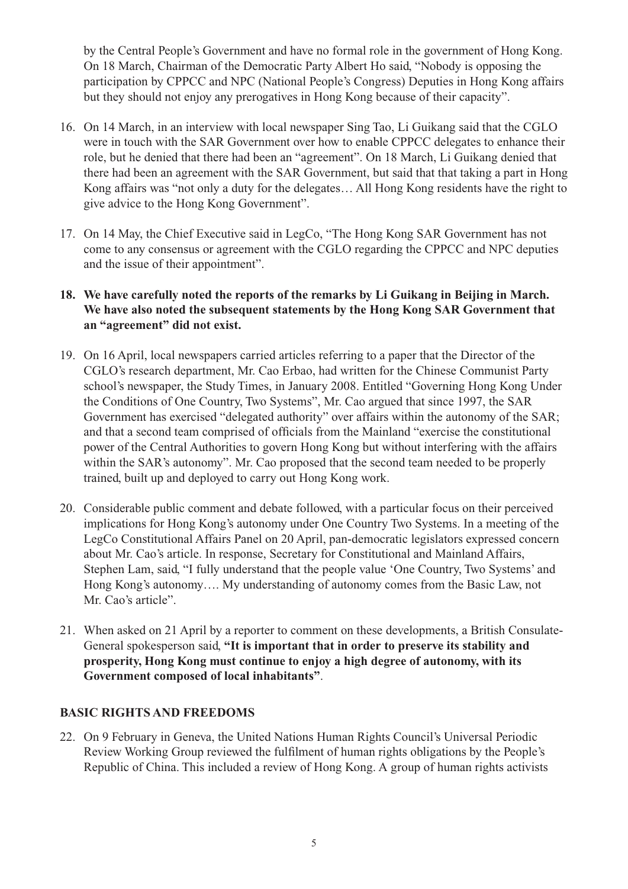by the Central People's Government and have no formal role in the government of Hong Kong. On 18 March, Chairman of the Democratic Party Albert Ho said, "Nobody is opposing the participation by CPPCC and NPC (National People's Congress) Deputies in Hong Kong affairs but they should not enjoy any prerogatives in Hong Kong because of their capacity".

16. On 14 March, in an interview with local newspaper Sing Tao, Li Guikang said that the CGLO were in touch with the SAR Government over how to enable CPPCC delegates to enhance their role, but he denied that there had been an "agreement". On 18 March, Li Guikang denied that there had been an agreement with the SAR Government, but said that that taking a part in Hong Kong affairs was "not only a duty for the delegates… All Hong Kong residents have the right to give advice to the Hong Kong Government".

17. On 14 May, the Chief Executive said in LegCo, "The Hong Kong SAR Government has not come to any consensus or agreement with the CGLO regarding the CPPCC and NPC deputies and the issue of their appointment".

18. **We have carefully noted the reports of the remarks by Li Guikang in Beijing in March. We have also noted the subsequent statements by the Hong Kong SAR Government that an "agreement" did not exist.**

19. On 16 April, local newspapers carried articles referring to a paper that the Director of the CGLO's research department, Mr. Cao Erbao, had written for the Chinese Communist Party school's newspaper, the Study Times, in January 2008. Entitled "Governing Hong Kong Under the Conditions of One Country, Two Systems", Mr. Cao argued that since 1997, the SAR Government has exercised "delegated authority" over affairs within the autonomy of the SAR; and that a second team comprised of officials from the Mainland "exercise the constitutional power of the Central Authorities to govern Hong Kong but without interfering with the affairs within the SAR's autonomy". Mr. Cao proposed that the second team needed to be properly trained, built up and deployed to carry out Hong Kong work.

20. Considerable public comment and debate followed, with a particular focus on their perceived implications for Hong Kong's autonomy under One Country Two Systems. In a meeting of the LegCo Constitutional Affairs Panel on 20 April, pan-democratic legislators expressed concern about Mr. Cao's article. In response, Secretary for Constitutional and Mainland Affairs, Stephen Lam, said, "I fully understand that the people value 'One Country, Two Systems' and Hong Kong's autonomy…. My understanding of autonomy comes from the Basic Law, not Mr. Cao's article".

21. When asked on 21 April by a reporter to comment on these developments, a British Consulate-General spokesperson said, **"It is important that in order to preserve its stability and prosperity, Hong Kong must continue to enjoy a high degree of autonomy, with its Government composed of local inhabitants"**.

## BASIC RIGHTS AND FREEDOMS

22. On 9 February in Geneva, the United Nations Human Rights Council's Universal Periodic Review Working Group reviewed the fulfilment of human rights obligations by the People's Republic of China. This included a review of Hong Kong. A group of human rights activists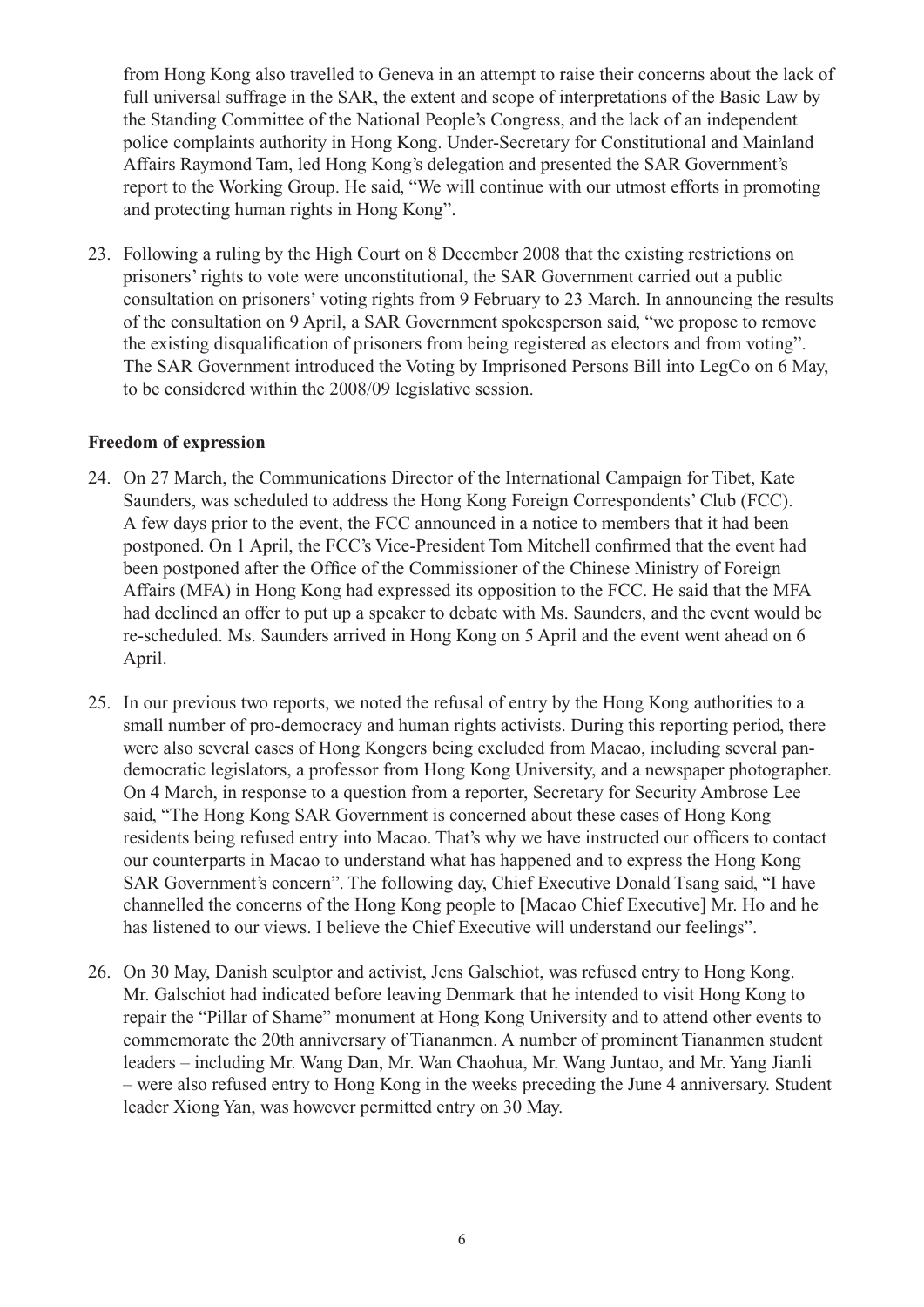from Hong Kong also travelled to Geneva in an attempt to raise their concerns about the lack of full universal suffrage in the SAR, the extent and scope of interpretations of the Basic Law by the Standing Committee of the National People's Congress, and the lack of an independent police complaints authority in Hong Kong. Under-Secretary for Constitutional and Mainland Affairs Raymond Tam, led Hong Kong's delegation and presented the SAR Government's report to the Working Group. He said, "We will continue with our utmost efforts in promoting and protecting human rights in Hong Kong".

23. Following a ruling by the High Court on 8 December 2008 that the existing restrictions on prisoners' rights to vote were unconstitutional, the SAR Government carried out a public consultation on prisoners' voting rights from 9 February to 23 March. In announcing the results of the consultation on 9 April, a SAR Government spokesperson said, "we propose to remove the existing disqualification of prisoners from being registered as electors and from voting". The SAR Government introduced the Voting by Imprisoned Persons Bill into LegCo on 6 May, to be considered within the 2008/09 legislative session.

**Freedom of expression**

24. On 27 March, the Communications Director of the International Campaign for Tibet, Kate Saunders, was scheduled to address the Hong Kong Foreign Correspondents' Club (FCC). A few days prior to the event, the FCC announced in a notice to members that it had been postponed. On 1 April, the FCC's Vice-President Tom Mitchell confirmed that the event had been postponed after the Office of the Commissioner of the Chinese Ministry of Foreign Affairs (MFA) in Hong Kong had expressed its opposition to the FCC. He said that the MFA had declined an offer to put up a speaker to debate with Ms. Saunders, and the event would be re-scheduled. Ms. Saunders arrived in Hong Kong on 5 April and the event went ahead on 6 April.

25. In our previous two reports, we noted the refusal of entry by the Hong Kong authorities to a small number of pro-democracy and human rights activists. During this reporting period, there were also several cases of Hong Kongers being excluded from Macao, including several pan-democratic legislators, a professor from Hong Kong University, and a newspaper photographer. On 4 March, in response to a question from a reporter, Secretary for Security Ambrose Lee said, "The Hong Kong SAR Government is concerned about these cases of Hong Kong residents being refused entry into Macao. That's why we have instructed our officers to contact our counterparts in Macao to understand what has happened and to express the Hong Kong SAR Government's concern". The following day, Chief Executive Donald Tsang said, "I have channelled the concerns of the Hong Kong people to [Macao Chief Executive] Mr. Ho and he has listened to our views. I believe the Chief Executive will understand our feelings".

26. On 30 May, Danish sculptor and activist, Jens Galschiot, was refused entry to Hong Kong. Mr. Galschiot had indicated before leaving Denmark that he intended to visit Hong Kong to repair the "Pillar of Shame" monument at Hong Kong University and to attend other events to commemorate the 20th anniversary of Tiananmen. A number of prominent Tiananmen student leaders – including Mr. Wang Dan, Mr. Wan Chaohua, Mr. Wang Juntao, and Mr. Yang Jianli – were also refused entry to Hong Kong in the weeks preceding the June 4 anniversary. Student leader Xiong Yan, was however permitted entry on 30 May.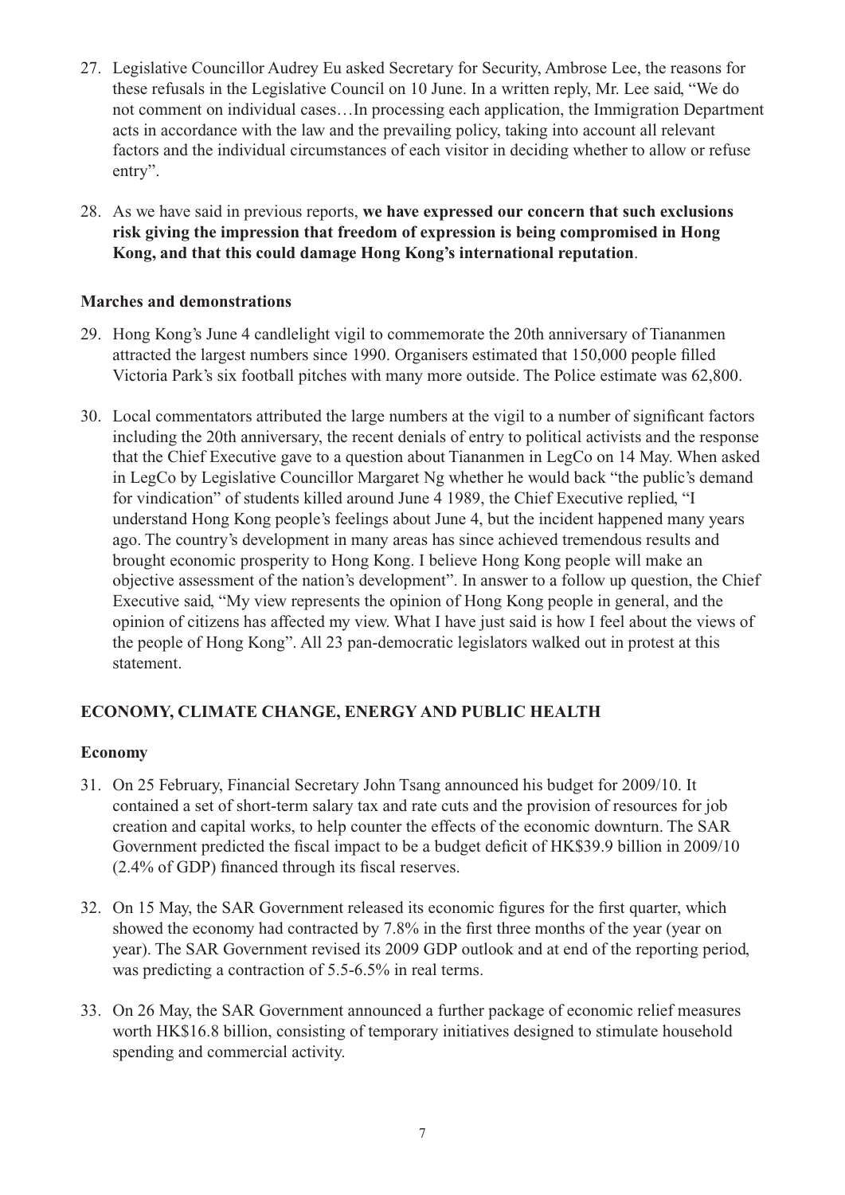27. Legislative Councillor Audrey Eu asked Secretary for Security, Ambrose Lee, the reasons for these refusals in the Legislative Council on 10 June. In a written reply, Mr. Lee said, "We do not comment on individual cases…In processing each application, the Immigration Department acts in accordance with the law and the prevailing policy, taking into account all relevant factors and the individual circumstances of each visitor in deciding whether to allow or refuse entry".

28. As we have said in previous reports, **we have expressed our concern that such exclusions risk giving the impression that freedom of expression is being compromised in Hong Kong, and that this could damage Hong Kong's international reputation**.

### Marches and demonstrations

29. Hong Kong's June 4 candlelight vigil to commemorate the 20th anniversary of Tiananmen attracted the largest numbers since 1990. Organisers estimated that 150,000 people filled Victoria Park's six football pitches with many more outside. The Police estimate was 62,800.

30. Local commentators attributed the large numbers at the vigil to a number of significant factors including the 20th anniversary, the recent denials of entry to political activists and the response that the Chief Executive gave to a question about Tiananmen in LegCo on 14 May. When asked in LegCo by Legislative Councillor Margaret Ng whether he would back "the public's demand for vindication" of students killed around June 4 1989, the Chief Executive replied, "I understand Hong Kong people's feelings about June 4, but the incident happened many years ago. The country's development in many areas has since achieved tremendous results and brought economic prosperity to Hong Kong. I believe Hong Kong people will make an objective assessment of the nation's development". In answer to a follow up question, the Chief Executive said, "My view represents the opinion of Hong Kong people in general, and the opinion of citizens has affected my view. What I have just said is how I feel about the views of the people of Hong Kong". All 23 pan-democratic legislators walked out in protest at this statement.

## ECONOMY, CLIMATE CHANGE, ENERGY AND PUBLIC HEALTH

### Economy

31. On 25 February, Financial Secretary John Tsang announced his budget for 2009/10. It contained a set of short-term salary tax and rate cuts and the provision of resources for job creation and capital works, to help counter the effects of the economic downturn. The SAR Government predicted the fiscal impact to be a budget deficit of HK$39.9 billion in 2009/10 (2.4% of GDP) financed through its fiscal reserves.

32. On 15 May, the SAR Government released its economic figures for the first quarter, which showed the economy had contracted by 7.8% in the first three months of the year (year on year). The SAR Government revised its 2009 GDP outlook and at end of the reporting period, was predicting a contraction of 5.5-6.5% in real terms.

33. On 26 May, the SAR Government announced a further package of economic relief measures worth HK$16.8 billion, consisting of temporary initiatives designed to stimulate household spending and commercial activity.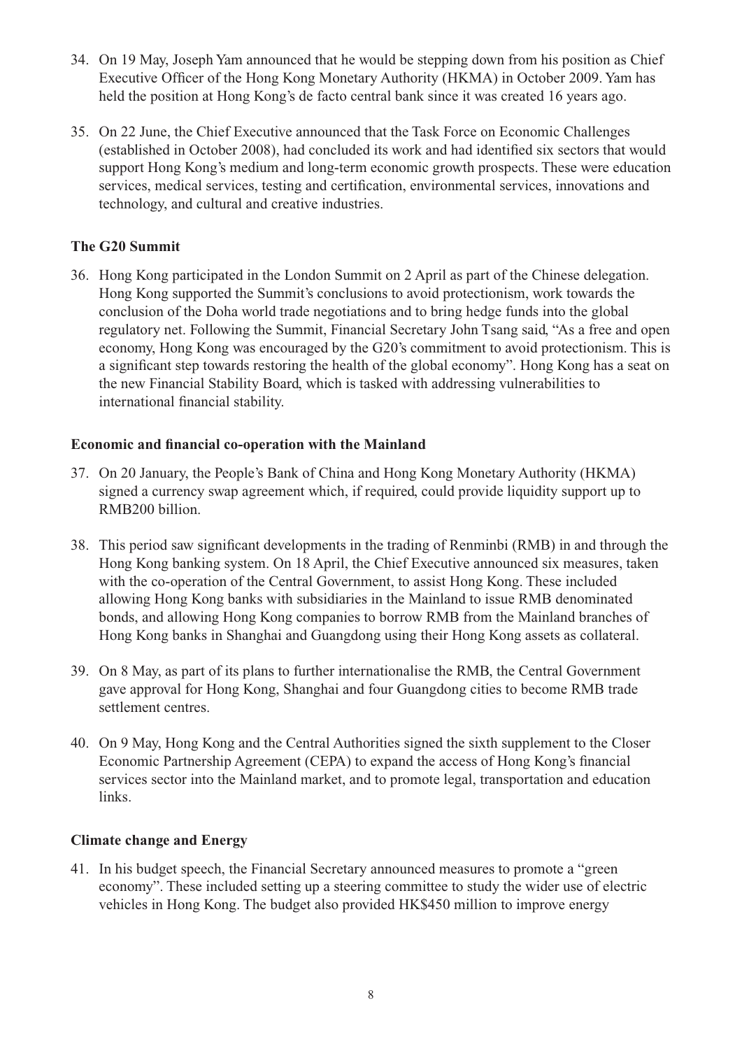34. On 19 May, Joseph Yam announced that he would be stepping down from his position as Chief Executive Officer of the Hong Kong Monetary Authority (HKMA) in October 2009. Yam has held the position at Hong Kong's de facto central bank since it was created 16 years ago.

35. On 22 June, the Chief Executive announced that the Task Force on Economic Challenges (established in October 2008), had concluded its work and had identified six sectors that would support Hong Kong's medium and long-term economic growth prospects. These were education services, medical services, testing and certification, environmental services, innovations and technology, and cultural and creative industries.

**The G20 Summit**

36. Hong Kong participated in the London Summit on 2 April as part of the Chinese delegation. Hong Kong supported the Summit's conclusions to avoid protectionism, work towards the conclusion of the Doha world trade negotiations and to bring hedge funds into the global regulatory net. Following the Summit, Financial Secretary John Tsang said, "As a free and open economy, Hong Kong was encouraged by the G20's commitment to avoid protectionism. This is a significant step towards restoring the health of the global economy". Hong Kong has a seat on the new Financial Stability Board, which is tasked with addressing vulnerabilities to international financial stability.

**Economic and financial co-operation with the Mainland**

37. On 20 January, the People's Bank of China and Hong Kong Monetary Authority (HKMA) signed a currency swap agreement which, if required, could provide liquidity support up to RMB200 billion.

38. This period saw significant developments in the trading of Renminbi (RMB) in and through the Hong Kong banking system. On 18 April, the Chief Executive announced six measures, taken with the co-operation of the Central Government, to assist Hong Kong. These included allowing Hong Kong banks with subsidiaries in the Mainland to issue RMB denominated bonds, and allowing Hong Kong companies to borrow RMB from the Mainland branches of Hong Kong banks in Shanghai and Guangdong using their Hong Kong assets as collateral.

39. On 8 May, as part of its plans to further internationalise the RMB, the Central Government gave approval for Hong Kong, Shanghai and four Guangdong cities to become RMB trade settlement centres.

40. On 9 May, Hong Kong and the Central Authorities signed the sixth supplement to the Closer Economic Partnership Agreement (CEPA) to expand the access of Hong Kong's financial services sector into the Mainland market, and to promote legal, transportation and education links.

**Climate change and Energy**

41. In his budget speech, the Financial Secretary announced measures to promote a "green economy". These included setting up a steering committee to study the wider use of electric vehicles in Hong Kong. The budget also provided HK$450 million to improve energy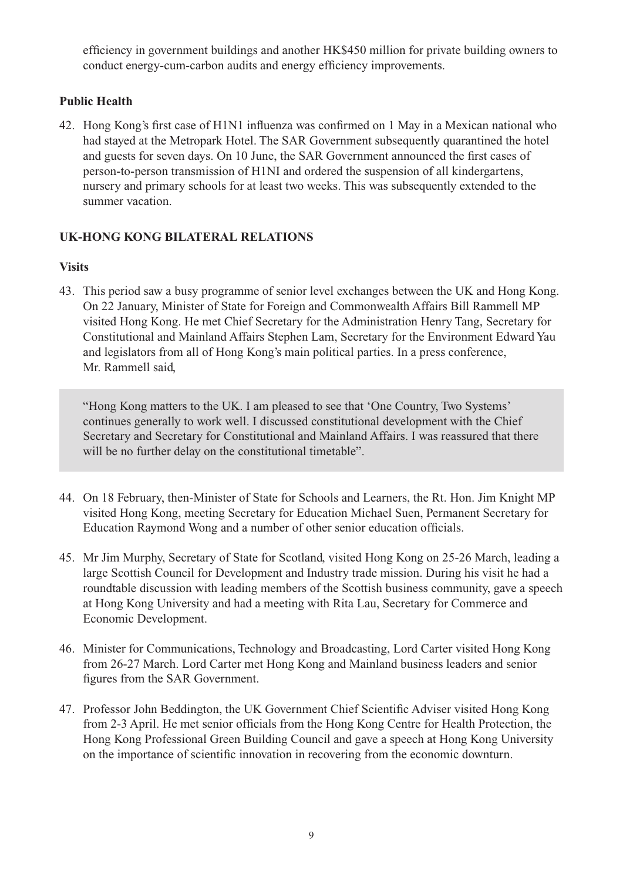efficiency in government buildings and another HK$450 million for private building owners to conduct energy-cum-carbon audits and energy efficiency improvements.

### Public Health

42. Hong Kong's first case of H1N1 influenza was confirmed on 1 May in a Mexican national who had stayed at the Metropark Hotel. The SAR Government subsequently quarantined the hotel and guests for seven days. On 10 June, the SAR Government announced the first cases of person-to-person transmission of H1NI and ordered the suspension of all kindergartens, nursery and primary schools for at least two weeks. This was subsequently extended to the summer vacation.

## UK-HONG KONG BILATERAL RELATIONS

### Visits

43. This period saw a busy programme of senior level exchanges between the UK and Hong Kong. On 22 January, Minister of State for Foreign and Commonwealth Affairs Bill Rammell MP visited Hong Kong. He met Chief Secretary for the Administration Henry Tang, Secretary for Constitutional and Mainland Affairs Stephen Lam, Secretary for the Environment Edward Yau and legislators from all of Hong Kong's main political parties. In a press conference, Mr. Rammell said,

> "Hong Kong matters to the UK. I am pleased to see that 'One Country, Two Systems' continues generally to work well. I discussed constitutional development with the Chief Secretary and Secretary for Constitutional and Mainland Affairs. I was reassured that there will be no further delay on the constitutional timetable".

44. On 18 February, then-Minister of State for Schools and Learners, the Rt. Hon. Jim Knight MP visited Hong Kong, meeting Secretary for Education Michael Suen, Permanent Secretary for Education Raymond Wong and a number of other senior education officials.

45. Mr Jim Murphy, Secretary of State for Scotland, visited Hong Kong on 25-26 March, leading a large Scottish Council for Development and Industry trade mission. During his visit he had a roundtable discussion with leading members of the Scottish business community, gave a speech at Hong Kong University and had a meeting with Rita Lau, Secretary for Commerce and Economic Development.

46. Minister for Communications, Technology and Broadcasting, Lord Carter visited Hong Kong from 26-27 March. Lord Carter met Hong Kong and Mainland business leaders and senior figures from the SAR Government.

47. Professor John Beddington, the UK Government Chief Scientific Adviser visited Hong Kong from 2-3 April. He met senior officials from the Hong Kong Centre for Health Protection, the Hong Kong Professional Green Building Council and gave a speech at Hong Kong University on the importance of scientific innovation in recovering from the economic downturn.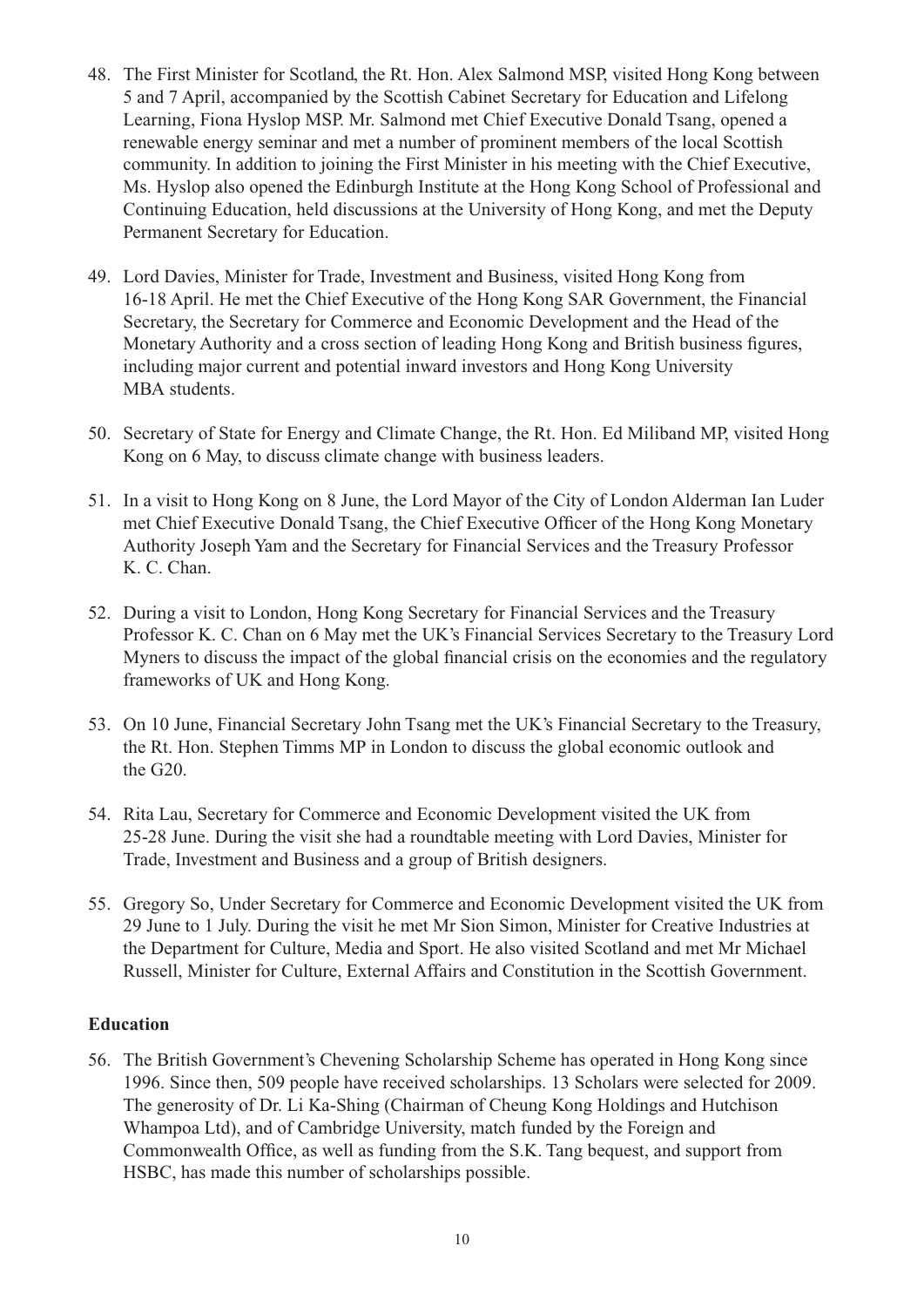48. The First Minister for Scotland, the Rt. Hon. Alex Salmond MSP, visited Hong Kong between 5 and 7 April, accompanied by the Scottish Cabinet Secretary for Education and Lifelong Learning, Fiona Hyslop MSP. Mr. Salmond met Chief Executive Donald Tsang, opened a renewable energy seminar and met a number of prominent members of the local Scottish community. In addition to joining the First Minister in his meeting with the Chief Executive, Ms. Hyslop also opened the Edinburgh Institute at the Hong Kong School of Professional and Continuing Education, held discussions at the University of Hong Kong, and met the Deputy Permanent Secretary for Education.

49. Lord Davies, Minister for Trade, Investment and Business, visited Hong Kong from 16-18 April. He met the Chief Executive of the Hong Kong SAR Government, the Financial Secretary, the Secretary for Commerce and Economic Development and the Head of the Monetary Authority and a cross section of leading Hong Kong and British business figures, including major current and potential inward investors and Hong Kong University MBA students.

50. Secretary of State for Energy and Climate Change, the Rt. Hon. Ed Miliband MP, visited Hong Kong on 6 May, to discuss climate change with business leaders.

51. In a visit to Hong Kong on 8 June, the Lord Mayor of the City of London Alderman Ian Luder met Chief Executive Donald Tsang, the Chief Executive Officer of the Hong Kong Monetary Authority Joseph Yam and the Secretary for Financial Services and the Treasury Professor K. C. Chan.

52. During a visit to London, Hong Kong Secretary for Financial Services and the Treasury Professor K. C. Chan on 6 May met the UK's Financial Services Secretary to the Treasury Lord Myners to discuss the impact of the global financial crisis on the economies and the regulatory frameworks of UK and Hong Kong.

53. On 10 June, Financial Secretary John Tsang met the UK's Financial Secretary to the Treasury, the Rt. Hon. Stephen Timms MP in London to discuss the global economic outlook and the G20.

54. Rita Lau, Secretary for Commerce and Economic Development visited the UK from 25-28 June. During the visit she had a roundtable meeting with Lord Davies, Minister for Trade, Investment and Business and a group of British designers.

55. Gregory So, Under Secretary for Commerce and Economic Development visited the UK from 29 June to 1 July. During the visit he met Mr Sion Simon, Minister for Creative Industries at the Department for Culture, Media and Sport. He also visited Scotland and met Mr Michael Russell, Minister for Culture, External Affairs and Constitution in the Scottish Government.

**Education**

56. The British Government's Chevening Scholarship Scheme has operated in Hong Kong since 1996. Since then, 509 people have received scholarships. 13 Scholars were selected for 2009. The generosity of Dr. Li Ka-Shing (Chairman of Cheung Kong Holdings and Hutchison Whampoa Ltd), and of Cambridge University, match funded by the Foreign and Commonwealth Office, as well as funding from the S.K. Tang bequest, and support from HSBC, has made this number of scholarships possible.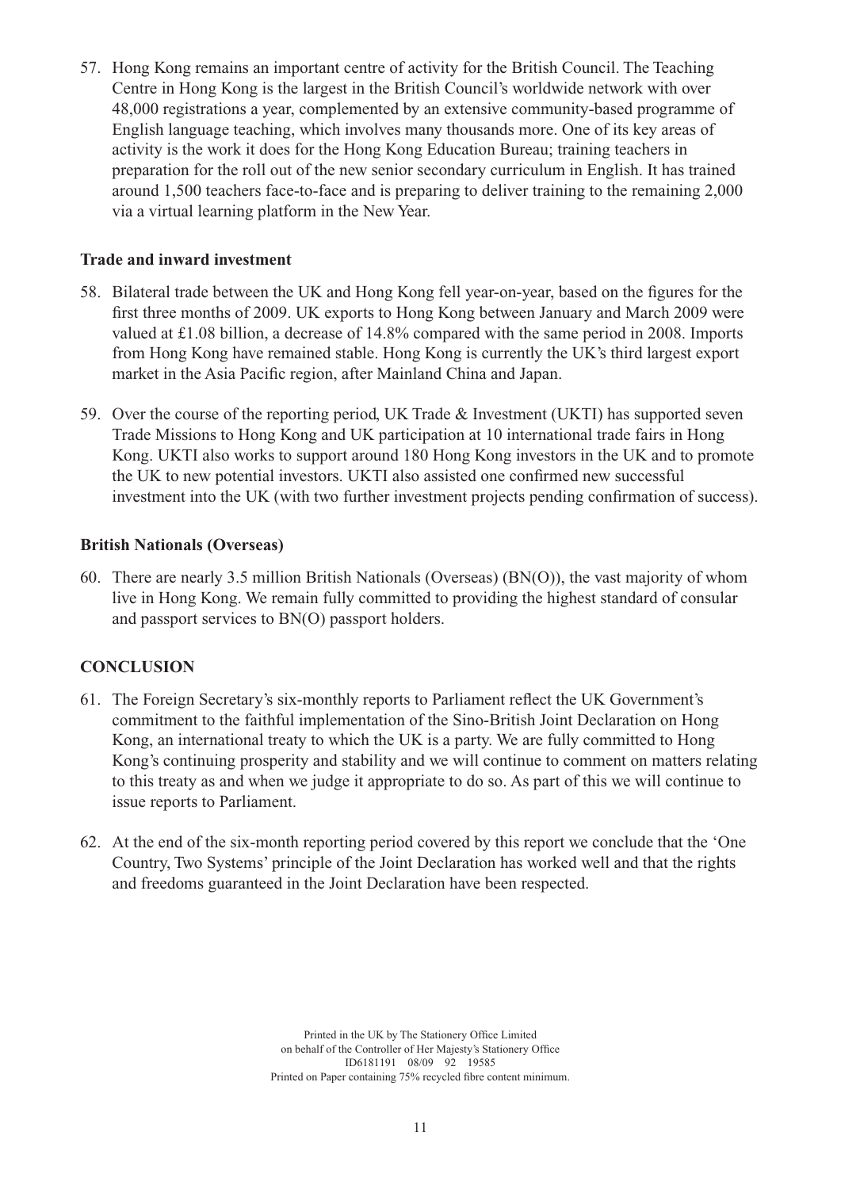57. Hong Kong remains an important centre of activity for the British Council. The Teaching Centre in Hong Kong is the largest in the British Council's worldwide network with over 48,000 registrations a year, complemented by an extensive community-based programme of English language teaching, which involves many thousands more. One of its key areas of activity is the work it does for the Hong Kong Education Bureau; training teachers in preparation for the roll out of the new senior secondary curriculum in English. It has trained around 1,500 teachers face-to-face and is preparing to deliver training to the remaining 2,000 via a virtual learning platform in the New Year.

**Trade and inward investment**

58. Bilateral trade between the UK and Hong Kong fell year-on-year, based on the figures for the first three months of 2009. UK exports to Hong Kong between January and March 2009 were valued at £1.08 billion, a decrease of 14.8% compared with the same period in 2008. Imports from Hong Kong have remained stable. Hong Kong is currently the UK's third largest export market in the Asia Pacific region, after Mainland China and Japan.

59. Over the course of the reporting period, UK Trade & Investment (UKTI) has supported seven Trade Missions to Hong Kong and UK participation at 10 international trade fairs in Hong Kong. UKTI also works to support around 180 Hong Kong investors in the UK and to promote the UK to new potential investors. UKTI also assisted one confirmed new successful investment into the UK (with two further investment projects pending confirmation of success).

**British Nationals (Overseas)**

60. There are nearly 3.5 million British Nationals (Overseas) (BN(O)), the vast majority of whom live in Hong Kong. We remain fully committed to providing the highest standard of consular and passport services to BN(O) passport holders.

**CONCLUSION**

61. The Foreign Secretary's six-monthly reports to Parliament reflect the UK Government's commitment to the faithful implementation of the Sino-British Joint Declaration on Hong Kong, an international treaty to which the UK is a party. We are fully committed to Hong Kong's continuing prosperity and stability and we will continue to comment on matters relating to this treaty as and when we judge it appropriate to do so. As part of this we will continue to issue reports to Parliament.

62. At the end of the six-month reporting period covered by this report we conclude that the 'One Country, Two Systems' principle of the Joint Declaration has worked well and that the rights and freedoms guaranteed in the Joint Declaration have been respected.

Printed in the UK by The Stationery Office Limited
on behalf of the Controller of Her Majesty's Stationery Office
ID6181191 08/09 92 19585
Printed on Paper containing 75% recycled fibre content minimum.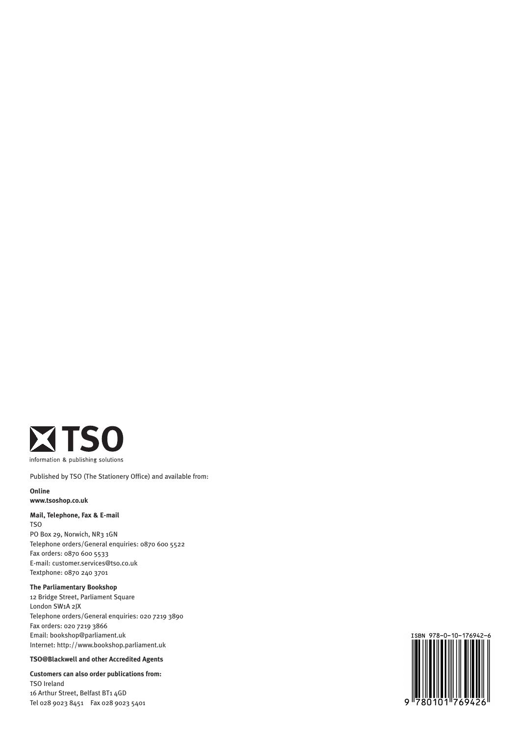TSO

information & publishing solutions

Published by TSO (The Stationery Office) and available from:

**Online**
**www.tsoshop.co.uk**

**Mail, Telephone, Fax & E-mail**
TSO
PO Box 29, Norwich, NR3 1GN
Telephone orders/General enquiries: 0870 600 5522
Fax orders: 0870 600 5533
E-mail: customer.services@tso.co.uk
Textphone: 0870 240 3701

**The Parliamentary Bookshop**
12 Bridge Street, Parliament Square
London SW1A 2JX
Telephone orders/General enquiries: 020 7219 3890
Fax orders: 020 7219 3866
Email: bookshop@parliament.uk
Internet: http://www.bookshop.parliament.uk

**TSO@Blackwell and other Accredited Agents**

**Customers can also order publications from:**
TSO Ireland
16 Arthur Street, Belfast BT1 4GD
Tel 028 9023 8451 Fax 028 9023 5401

ISBN 978-0-10-176942-6

9 780101 769426